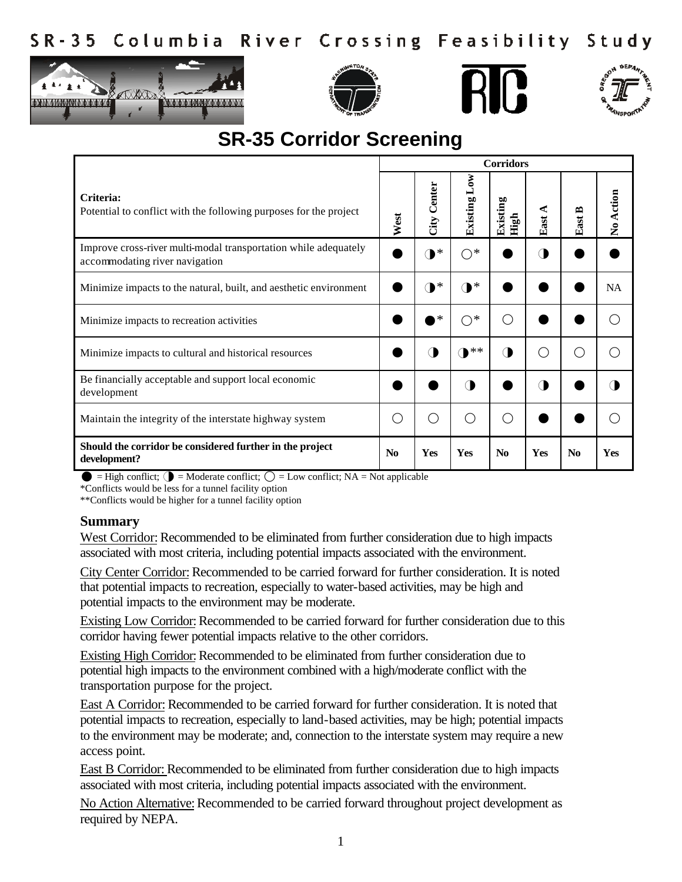# SR-35 Columbia River Crossing Feasibility Study

## SR-35 Corridor Screening

| Criteria: Potential to conflict with the following purposes for the project | West | City Center | Existing Low | Existing High | East A | East B | No Action |
|---|---|---|---|---|---|---|---|
| Improve cross-river multi-modal transportation while adequately accommodating river navigation | ● | ◑* | ○* | ● | ◑ | ● | ● |
| Minimize impacts to the natural, built, and aesthetic environment | ● | ◑* | ◑* | ● | ● | ● | NA |
| Minimize impacts to recreation activities | ● | ●* | ○* | ○ | ● | ● | ○ |
| Minimize impacts to cultural and historical resources | ● | ◑ | ◑** | ◑ | ○ | ○ | ○ |
| Be financially acceptable and support local economic development | ● | ● | ◑ | ● | ◑ | ● | ◑ |
| Maintain the integrity of the interstate highway system | ○ | ○ | ○ | ○ | ● | ● | ○ |
| **Should the corridor be considered further in the project development?** | **No** | **Yes** | **Yes** | **No** | **Yes** | **No** | **Yes** |

● = High conflict; ◑ = Moderate conflict; ○ = Low conflict; NA = Not applicable

*Conflicts would be less for a tunnel facility option

**Conflicts would be higher for a tunnel facility option

### Summary

West Corridor: Recommended to be eliminated from further consideration due to high impacts associated with most criteria, including potential impacts associated with the environment.

City Center Corridor: Recommended to be carried forward for further consideration. It is noted that potential impacts to recreation, especially to water-based activities, may be high and potential impacts to the environment may be moderate.

Existing Low Corridor: Recommended to be carried forward for further consideration due to this corridor having fewer potential impacts relative to the other corridors.

Existing High Corridor: Recommended to be eliminated from further consideration due to potential high impacts to the environment combined with a high/moderate conflict with the transportation purpose for the project.

East A Corridor: Recommended to be carried forward for further consideration. It is noted that potential impacts to recreation, especially to land-based activities, may be high; potential impacts to the environment may be moderate; and, connection to the interstate system may require a new access point.

East B Corridor: Recommended to be eliminated from further consideration due to high impacts associated with most criteria, including potential impacts associated with the environment.

No Action Alternative: Recommended to be carried forward throughout project development as required by NEPA.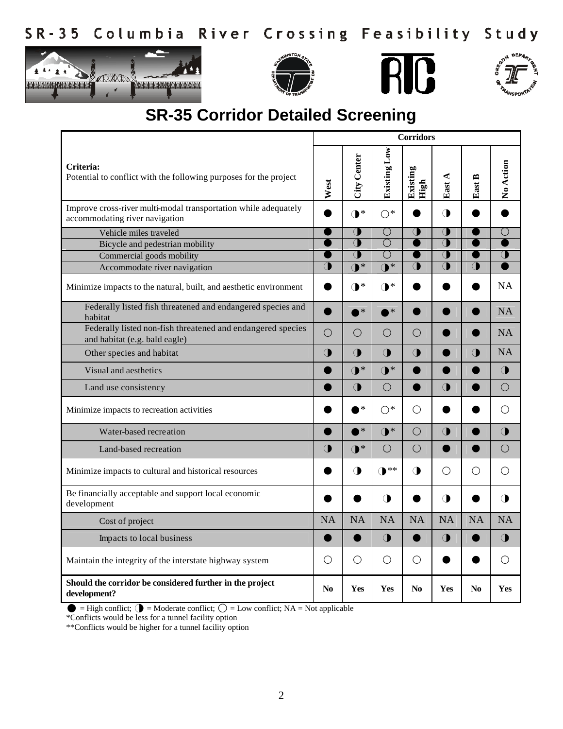SR-35 Columbia River Crossing Feasibility Study

# SR-35 Corridor Detailed Screening

| Criteria: Potential to conflict with the following purposes for the project | Corridors | | | | | | |
|---|---|---|---|---|---|---|---|
| | West | City Center | Existing Low | Existing High | East A | East B | No Action |
| Improve cross-river multi-modal transportation while adequately accommodating river navigation | ● | ◑* | ○* | ● | ◑ | ● | ● |
| Vehicle miles traveled | ● | ◑ | ○ | ◑ | ◑ | ● | ○ |
| Bicycle and pedestrian mobility | ● | ◑ | ○ | ● | ◑ | ● | ● |
| Commercial goods mobility | ● | ◑ | ○ | ● | ◑ | ● | ◑ |
| Accommodate river navigation | ◑ | ◑* | ◑* | ◑ | ◑ | ◑ | ● |
| Minimize impacts to the natural, built, and aesthetic environment | ● | ◑* | ◑* | ● | ● | ● | NA |
| Federally listed fish threatened and endangered species and habitat | ● | ●* | ●* | ● | ● | ● | NA |
| Federally listed non-fish threatened and endangered species and habitat (e.g. bald eagle) | ○ | ○ | ○ | ○ | ● | ● | NA |
| Other species and habitat | ◑ | ◑ | ◑ | ◑ | ● | ◑ | NA |
| Visual and aesthetics | ● | ◑* | ◑* | ● | ● | ● | ◑ |
| Land use consistency | ● | ◑ | ○ | ● | ◑ | ● | ○ |
| Minimize impacts to recreation activities | ● | ●* | ○* | ○ | ● | ● | ○ |
| Water-based recreation | ● | ●* | ◑* | ○ | ◑ | ● | ◑ |
| Land-based recreation | ◑ | ◑* | ○ | ○ | ● | ● | ○ |
| Minimize impacts to cultural and historical resources | ● | ◑ | ◑** | ◑ | ○ | ○ | ○ |
| Be financially acceptable and support local economic development | ● | ● | ◑ | ● | ◑ | ● | ◑ |
| Cost of project | NA | NA | NA | NA | NA | NA | NA |
| Impacts to local business | ● | ● | ◑ | ● | ◑ | ● | ◑ |
| Maintain the integrity of the interstate highway system | ○ | ○ | ○ | ○ | ● | ● | ○ |
| **Should the corridor be considered further in the project development?** | **No** | **Yes** | **Yes** | **No** | **Yes** | **No** | **Yes** |

● = High conflict; ◑ = Moderate conflict; ○ = Low conflict; NA = Not applicable

*Conflicts would be less for a tunnel facility option

**Conflicts would be higher for a tunnel facility option